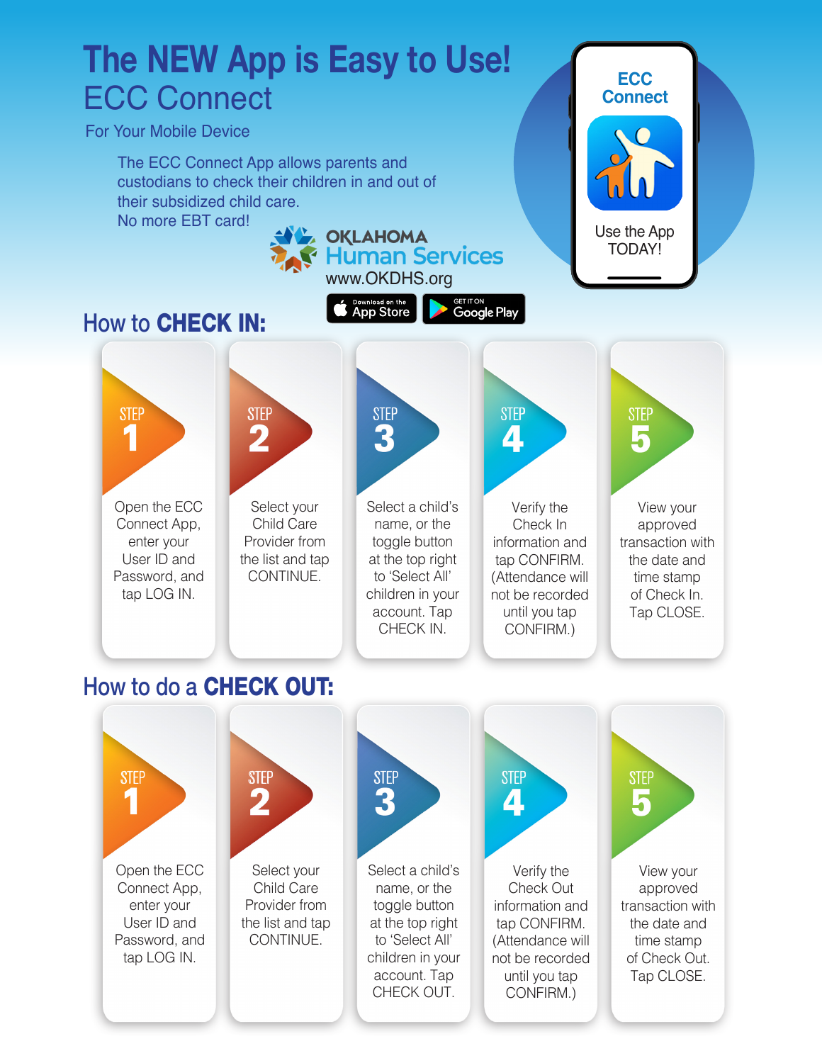# The NEW App is Easy to Use!

## ECC Connect

For Your Mobile Device

The ECC Connect App allows parents and custodians to check their children in and out of their subsidized child care.
No more EBT card!

OKLAHOMA Human Services
www.OKDHS.org

Download on the App Store | GET IT ON Google Play

ECC Connect

Use the App TODAY!

## How to CHECK IN:

**STEP 1**
Open the ECC Connect App, enter your User ID and Password, and tap LOG IN.

**STEP 2**
Select your Child Care Provider from the list and tap CONTINUE.

**STEP 3**
Select a child's name, or the toggle button at the top right to 'Select All' children in your account. Tap CHECK IN.

**STEP 4**
Verify the Check In information and tap CONFIRM. (Attendance will not be recorded until you tap CONFIRM.)

**STEP 5**
View your approved transaction with the date and time stamp of Check In. Tap CLOSE.

## How to do a CHECK OUT:

**STEP 1**
Open the ECC Connect App, enter your User ID and Password, and tap LOG IN.

**STEP 2**
Select your Child Care Provider from the list and tap CONTINUE.

**STEP 3**
Select a child's name, or the toggle button at the top right to 'Select All' children in your account. Tap CHECK OUT.

**STEP 4**
Verify the Check Out information and tap CONFIRM. (Attendance will not be recorded until you tap CONFIRM.)

**STEP 5**
View your approved transaction with the date and time stamp of Check Out. Tap CLOSE.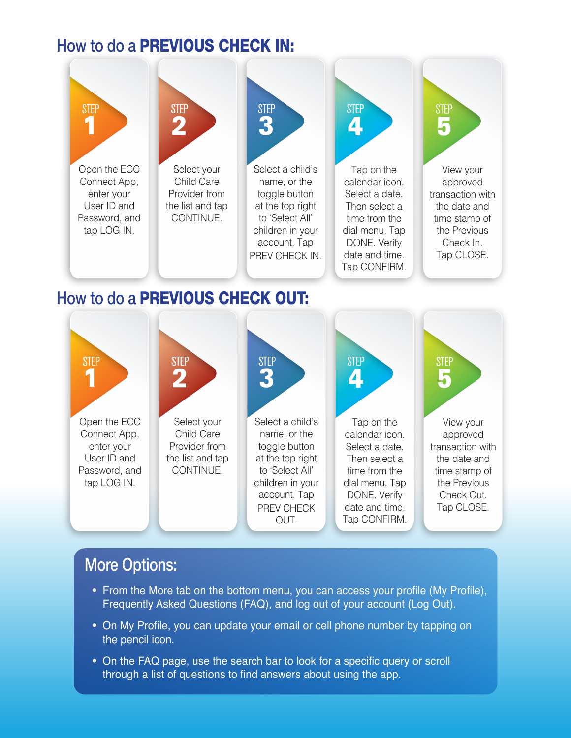## How to do a **PREVIOUS CHECK IN:**

**STEP 1**
Open the ECC Connect App, enter your User ID and Password, and tap LOG IN.

**STEP 2**
Select your Child Care Provider from the list and tap CONTINUE.

**STEP 3**
Select a child's name, or the toggle button at the top right to 'Select All' children in your account. Tap PREV CHECK IN.

**STEP 4**
Tap on the calendar icon. Select a date. Then select a time from the dial menu. Tap DONE. Verify date and time. Tap CONFIRM.

**STEP 5**
View your approved transaction with the date and time stamp of the Previous Check In. Tap CLOSE.

## How to do a **PREVIOUS CHECK OUT:**

**STEP 1**
Open the ECC Connect App, enter your User ID and Password, and tap LOG IN.

**STEP 2**
Select your Child Care Provider from the list and tap CONTINUE.

**STEP 3**
Select a child's name, or the toggle button at the top right to 'Select All' children in your account. Tap PREV CHECK OUT.

**STEP 4**
Tap on the calendar icon. Select a date. Then select a time from the dial menu. Tap DONE. Verify date and time. Tap CONFIRM.

**STEP 5**
View your approved transaction with the date and time stamp of the Previous Check Out. Tap CLOSE.

## More Options:

- From the More tab on the bottom menu, you can access your profile (My Profile), Frequently Asked Questions (FAQ), and log out of your account (Log Out).
- On My Profile, you can update your email or cell phone number by tapping on the pencil icon.
- On the FAQ page, use the search bar to look for a specific query or scroll through a list of questions to find answers about using the app.